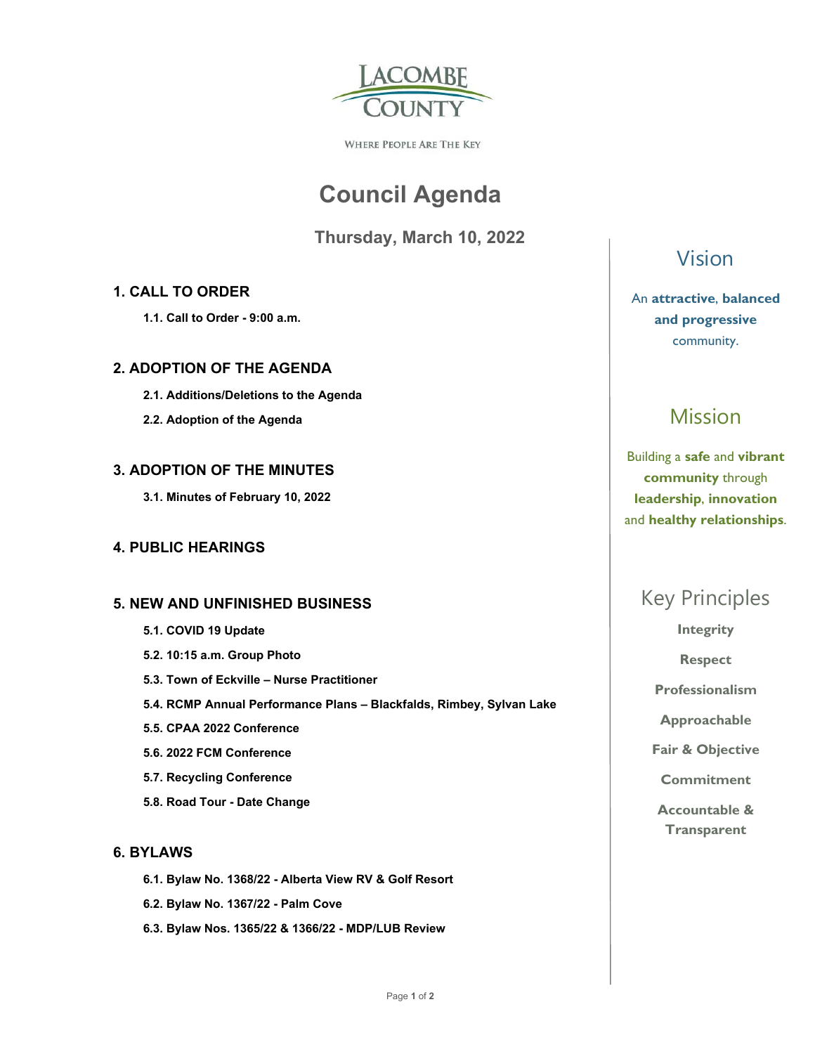LACOMBE COUNTY

WHERE PEOPLE ARE THE KEY

# Council Agenda

**Thursday, March 10, 2022**

## 1. CALL TO ORDER

**1.1. Call to Order - 9:00 a.m.**

## 2. ADOPTION OF THE AGENDA

**2.1. Additions/Deletions to the Agenda**

**2.2. Adoption of the Agenda**

## 3. ADOPTION OF THE MINUTES

**3.1. Minutes of February 10, 2022**

## 4. PUBLIC HEARINGS

## 5. NEW AND UNFINISHED BUSINESS

**5.1. COVID 19 Update**

**5.2. 10:15 a.m. Group Photo**

**5.3. Town of Eckville – Nurse Practitioner**

**5.4. RCMP Annual Performance Plans – Blackfalds, Rimbey, Sylvan Lake**

**5.5. CPAA 2022 Conference**

**5.6. 2022 FCM Conference**

**5.7. Recycling Conference**

**5.8. Road Tour - Date Change**

## 6. BYLAWS

**6.1. Bylaw No. 1368/22 - Alberta View RV & Golf Resort**

**6.2. Bylaw No. 1367/22 - Palm Cove**

**6.3. Bylaw Nos. 1365/22 & 1366/22 - MDP/LUB Review**

## Vision

An **attractive**, **balanced and progressive** community.

## Mission

Building a **safe** and **vibrant community** through **leadership**, **innovation** and **healthy relationships**.

## Key Principles

**Integrity**

**Respect**

**Professionalism**

**Approachable**

**Fair & Objective**

**Commitment**

**Accountable & Transparent**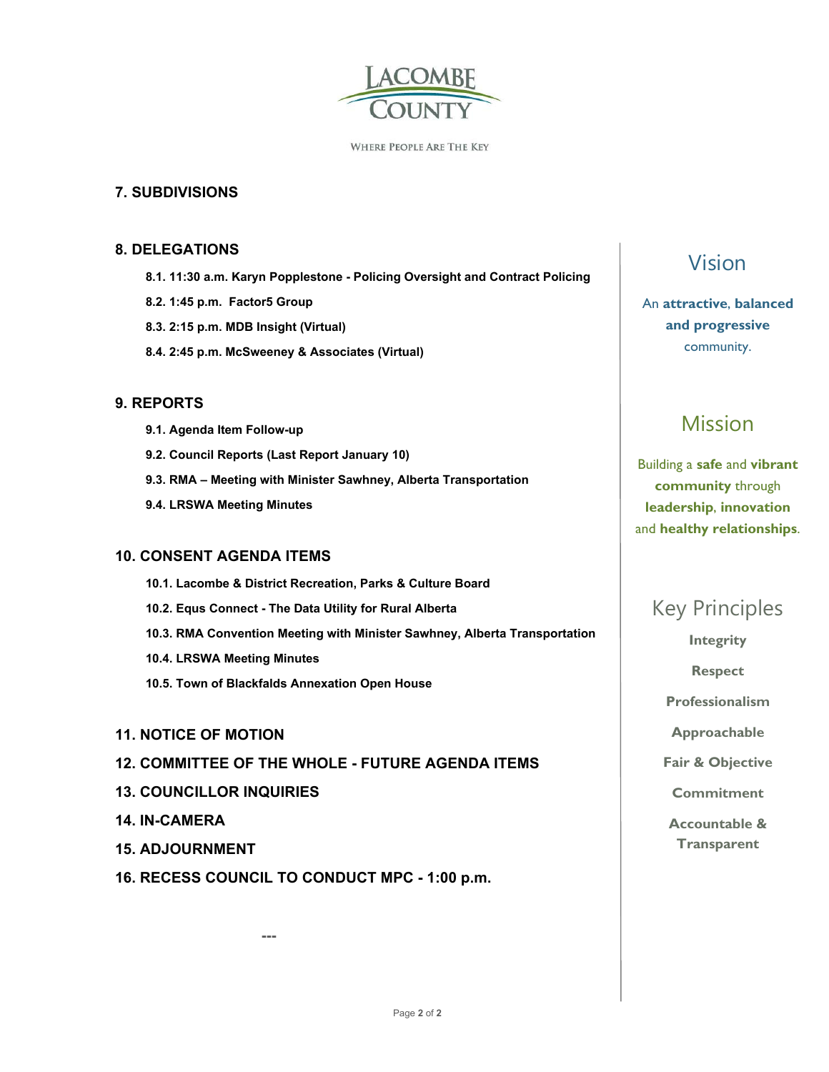LACOMBE COUNTY

WHERE PEOPLE ARE THE KEY

## 7. SUBDIVISIONS

## 8. DELEGATIONS

**8.1. 11:30 a.m. Karyn Popplestone - Policing Oversight and Contract Policing**

**8.2. 1:45 p.m. Factor5 Group**

**8.3. 2:15 p.m. MDB Insight (Virtual)**

**8.4. 2:45 p.m. McSweeney & Associates (Virtual)**

## 9. REPORTS

**9.1. Agenda Item Follow-up**

**9.2. Council Reports (Last Report January 10)**

**9.3. RMA – Meeting with Minister Sawhney, Alberta Transportation**

**9.4. LRSWA Meeting Minutes**

## 10. CONSENT AGENDA ITEMS

**10.1. Lacombe & District Recreation, Parks & Culture Board**

**10.2. Equs Connect - The Data Utility for Rural Alberta**

**10.3. RMA Convention Meeting with Minister Sawhney, Alberta Transportation**

**10.4. LRSWA Meeting Minutes**

**10.5. Town of Blackfalds Annexation Open House**

## 11. NOTICE OF MOTION

## 12. COMMITTEE OF THE WHOLE - FUTURE AGENDA ITEMS

## 13. COUNCILLOR INQUIRIES

## 14. IN-CAMERA

## 15. ADJOURNMENT

## 16. RECESS COUNCIL TO CONDUCT MPC - 1:00 p.m.

---

## Vision

An **attractive**, **balanced and progressive** community.

## Mission

Building a **safe** and **vibrant community** through **leadership**, **innovation** and **healthy relationships**.

## Key Principles

**Integrity**

**Respect**

**Professionalism**

**Approachable**

**Fair & Objective**

**Commitment**

**Accountable & Transparent**